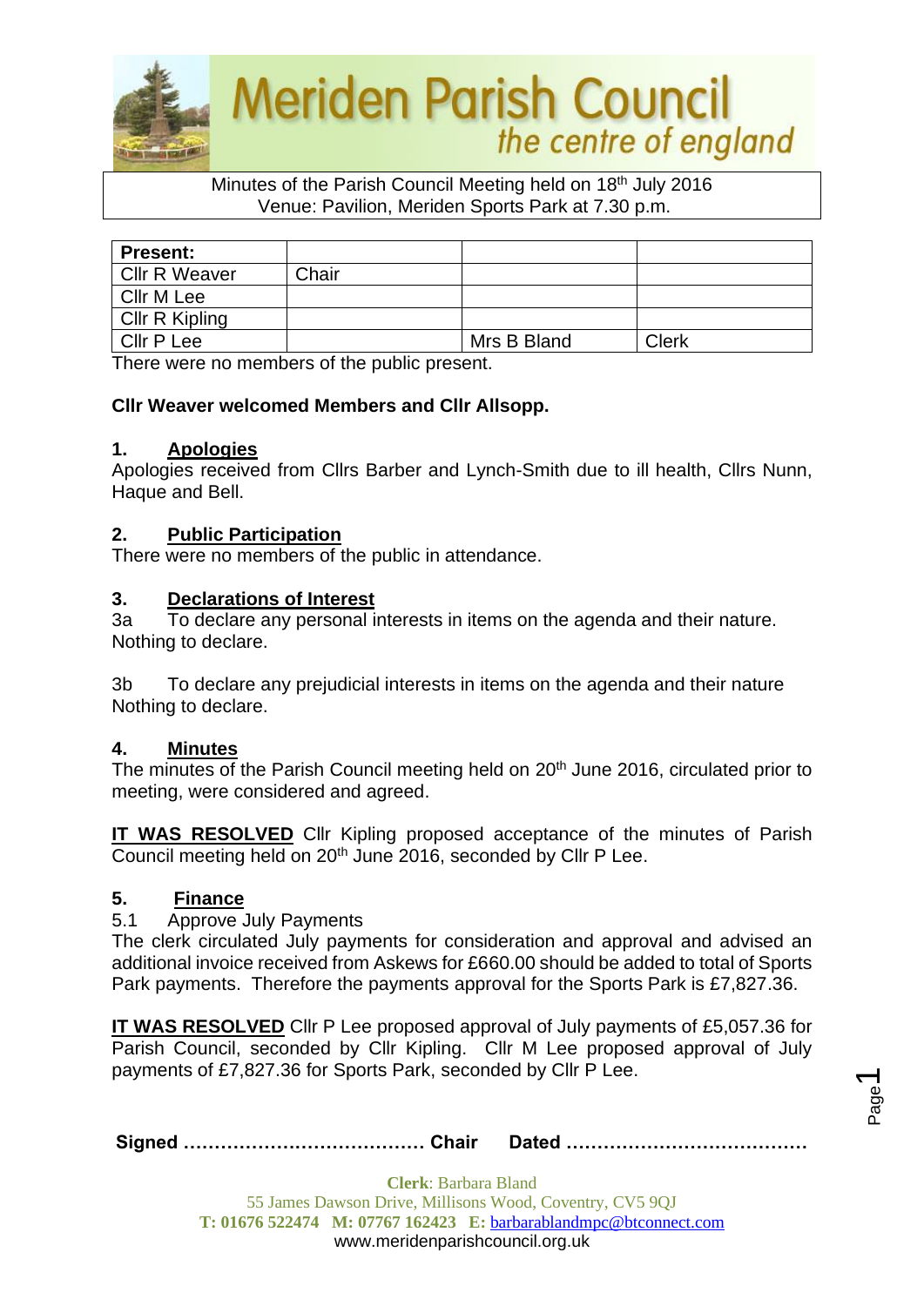# Meriden Parish Council

*the centre of england*

Minutes of the Parish Council Meeting held on 18th July 2016
Venue: Pavilion, Meriden Sports Park at 7.30 p.m.

| **Present:** | | | |
|---|---|---|---|
| Cllr R Weaver | Chair | | |
| Cllr M Lee | | | |
| Cllr R Kipling | | | |
| Cllr P Lee | | Mrs B Bland | Clerk |

There were no members of the public present.

**Cllr Weaver welcomed Members and Cllr Allsopp.**

## 1. Apologies

Apologies received from Cllrs Barber and Lynch-Smith due to ill health, Cllrs Nunn, Haque and Bell.

## 2. Public Participation

There were no members of the public in attendance.

## 3. Declarations of Interest

3a To declare any personal interests in items on the agenda and their nature.
Nothing to declare.

3b To declare any prejudicial interests in items on the agenda and their nature
Nothing to declare.

## 4. Minutes

The minutes of the Parish Council meeting held on 20th June 2016, circulated prior to meeting, were considered and agreed.

**IT WAS RESOLVED** Cllr Kipling proposed acceptance of the minutes of Parish Council meeting held on 20th June 2016, seconded by Cllr P Lee.

## 5. Finance

5.1 Approve July Payments

The clerk circulated July payments for consideration and approval and advised an additional invoice received from Askews for £660.00 should be added to total of Sports Park payments. Therefore the payments approval for the Sports Park is £7,827.36.

**IT WAS RESOLVED** Cllr P Lee proposed approval of July payments of £5,057.36 for Parish Council, seconded by Cllr Kipling. Cllr M Lee proposed approval of July payments of £7,827.36 for Sports Park, seconded by Cllr P Lee.

**Signed ………………………………… Chair Dated …………………………………**

**Clerk**: Barbara Bland
55 James Dawson Drive, Millisons Wood, Coventry, CV5 9QJ
**T: 01676 522474 M: 07767 162423 E:** barbarablandmpc@btconnect.com
www.meridenparishcouncil.org.uk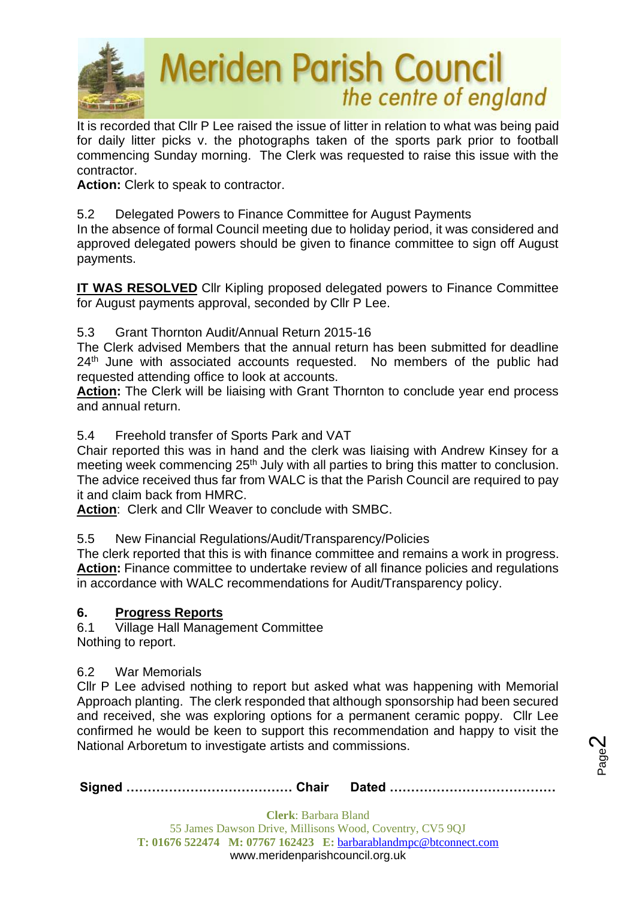It is recorded that Cllr P Lee raised the issue of litter in relation to what was being paid for daily litter picks v. the photographs taken of the sports park prior to football commencing Sunday morning. The Clerk was requested to raise this issue with the contractor.

**Action:** Clerk to speak to contractor.

5.2 Delegated Powers to Finance Committee for August Payments

In the absence of formal Council meeting due to holiday period, it was considered and approved delegated powers should be given to finance committee to sign off August payments.

**IT WAS RESOLVED** Cllr Kipling proposed delegated powers to Finance Committee for August payments approval, seconded by Cllr P Lee.

5.3 Grant Thornton Audit/Annual Return 2015-16

The Clerk advised Members that the annual return has been submitted for deadline 24th June with associated accounts requested. No members of the public had requested attending office to look at accounts.

**Action:** The Clerk will be liaising with Grant Thornton to conclude year end process and annual return.

5.4 Freehold transfer of Sports Park and VAT

Chair reported this was in hand and the clerk was liaising with Andrew Kinsey for a meeting week commencing 25th July with all parties to bring this matter to conclusion. The advice received thus far from WALC is that the Parish Council are required to pay it and claim back from HMRC.

**Action**: Clerk and Cllr Weaver to conclude with SMBC.

5.5 New Financial Regulations/Audit/Transparency/Policies

The clerk reported that this is with finance committee and remains a work in progress.

**Action:** Finance committee to undertake review of all finance policies and regulations in accordance with WALC recommendations for Audit/Transparency policy.

## 6. Progress Reports

6.1 Village Hall Management Committee

Nothing to report.

6.2 War Memorials

Cllr P Lee advised nothing to report but asked what was happening with Memorial Approach planting. The clerk responded that although sponsorship had been secured and received, she was exploring options for a permanent ceramic poppy. Cllr Lee confirmed he would be keen to support this recommendation and happy to visit the National Arboretum to investigate artists and commissions.

**Signed ………………………………… Chair Dated …………………………………**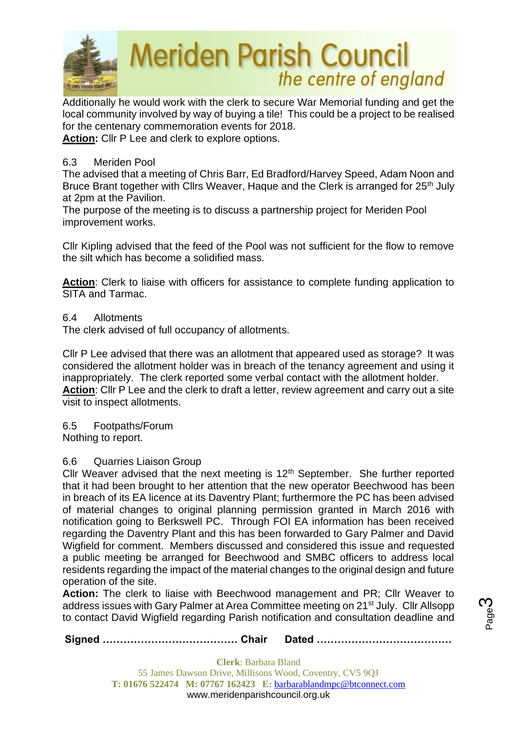Additionally he would work with the clerk to secure War Memorial funding and get the local community involved by way of buying a tile! This could be a project to be realised for the centenary commemoration events for 2018.

**Action:** Cllr P Lee and clerk to explore options.

6.3 Meriden Pool

The advised that a meeting of Chris Barr, Ed Bradford/Harvey Speed, Adam Noon and Bruce Brant together with Cllrs Weaver, Haque and the Clerk is arranged for 25th July at 2pm at the Pavilion.

The purpose of the meeting is to discuss a partnership project for Meriden Pool improvement works.

Cllr Kipling advised that the feed of the Pool was not sufficient for the flow to remove the silt which has become a solidified mass.

**Action**: Clerk to liaise with officers for assistance to complete funding application to SITA and Tarmac.

6.4 Allotments

The clerk advised of full occupancy of allotments.

Cllr P Lee advised that there was an allotment that appeared used as storage? It was considered the allotment holder was in breach of the tenancy agreement and using it inappropriately. The clerk reported some verbal contact with the allotment holder.

**Action**: Cllr P Lee and the clerk to draft a letter, review agreement and carry out a site visit to inspect allotments.

6.5 Footpaths/Forum

Nothing to report.

6.6 Quarries Liaison Group

Cllr Weaver advised that the next meeting is 12th September. She further reported that it had been brought to her attention that the new operator Beechwood has been in breach of its EA licence at its Daventry Plant; furthermore the PC has been advised of material changes to original planning permission granted in March 2016 with notification going to Berkswell PC. Through FOI EA information has been received regarding the Daventry Plant and this has been forwarded to Gary Palmer and David Wigfield for comment. Members discussed and considered this issue and requested a public meeting be arranged for Beechwood and SMBC officers to address local residents regarding the impact of the material changes to the original design and future operation of the site.

**Action:** The clerk to liaise with Beechwood management and PR; Cllr Weaver to address issues with Gary Palmer at Area Committee meeting on 21st July. Cllr Allsopp to contact David Wigfield regarding Parish notification and consultation deadline and

**Signed ………………………………… Chair Dated …………………………………**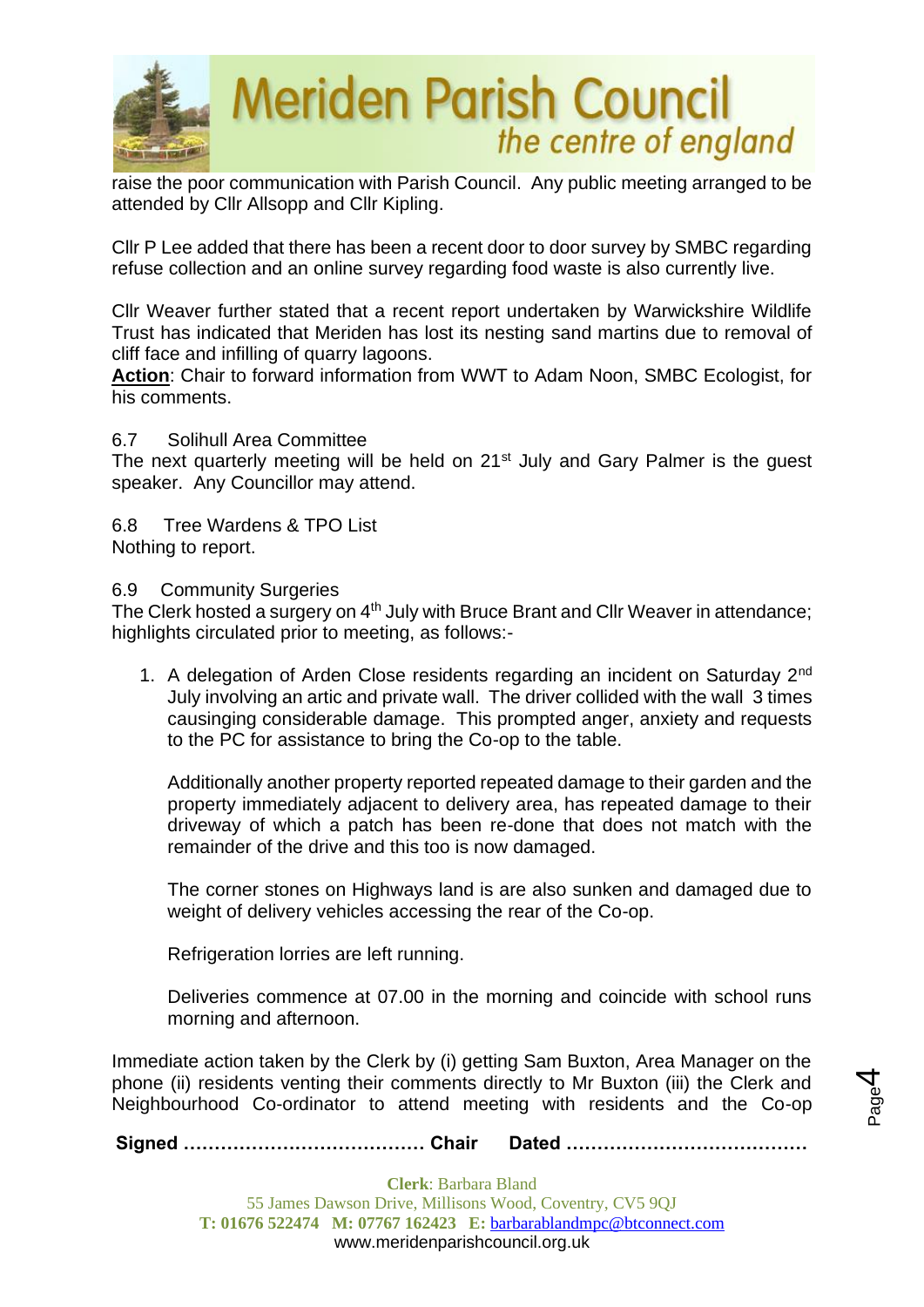raise the poor communication with Parish Council. Any public meeting arranged to be attended by Cllr Allsopp and Cllr Kipling.

Cllr P Lee added that there has been a recent door to door survey by SMBC regarding refuse collection and an online survey regarding food waste is also currently live.

Cllr Weaver further stated that a recent report undertaken by Warwickshire Wildlife Trust has indicated that Meriden has lost its nesting sand martins due to removal of cliff face and infilling of quarry lagoons.

**Action**: Chair to forward information from WWT to Adam Noon, SMBC Ecologist, for his comments.

6.7 Solihull Area Committee

The next quarterly meeting will be held on 21st July and Gary Palmer is the guest speaker. Any Councillor may attend.

6.8 Tree Wardens & TPO List

Nothing to report.

6.9 Community Surgeries

The Clerk hosted a surgery on 4th July with Bruce Brant and Cllr Weaver in attendance; highlights circulated prior to meeting, as follows:-

1. A delegation of Arden Close residents regarding an incident on Saturday 2nd July involving an artic and private wall. The driver collided with the wall 3 times causinging considerable damage. This prompted anger, anxiety and requests to the PC for assistance to bring the Co-op to the table.

   Additionally another property reported repeated damage to their garden and the property immediately adjacent to delivery area, has repeated damage to their driveway of which a patch has been re-done that does not match with the remainder of the drive and this too is now damaged.

   The corner stones on Highways land is are also sunken and damaged due to weight of delivery vehicles accessing the rear of the Co-op.

   Refrigeration lorries are left running.

   Deliveries commence at 07.00 in the morning and coincide with school runs morning and afternoon.

Immediate action taken by the Clerk by (i) getting Sam Buxton, Area Manager on the phone (ii) residents venting their comments directly to Mr Buxton (iii) the Clerk and Neighbourhood Co-ordinator to attend meeting with residents and the Co-op

**Signed ………………………………… Chair Dated …………………………………**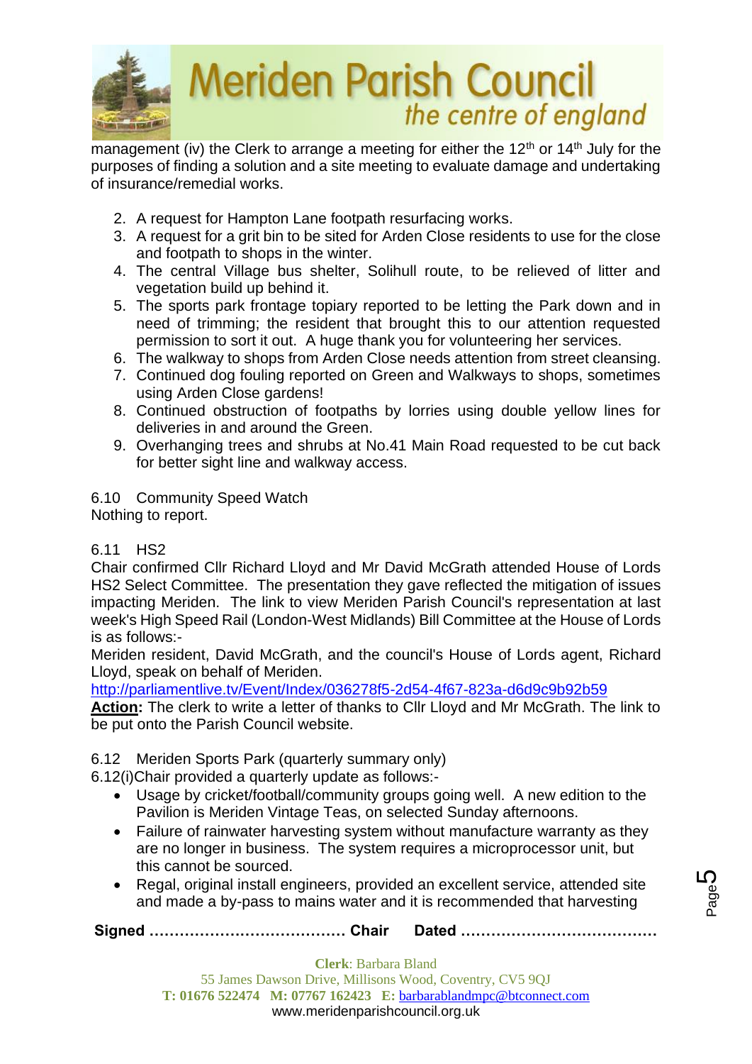management (iv) the Clerk to arrange a meeting for either the 12th or 14th July for the purposes of finding a solution and a site meeting to evaluate damage and undertaking of insurance/remedial works.

2. A request for Hampton Lane footpath resurfacing works.
3. A request for a grit bin to be sited for Arden Close residents to use for the close and footpath to shops in the winter.
4. The central Village bus shelter, Solihull route, to be relieved of litter and vegetation build up behind it.
5. The sports park frontage topiary reported to be letting the Park down and in need of trimming; the resident that brought this to our attention requested permission to sort it out. A huge thank you for volunteering her services.
6. The walkway to shops from Arden Close needs attention from street cleansing.
7. Continued dog fouling reported on Green and Walkways to shops, sometimes using Arden Close gardens!
8. Continued obstruction of footpaths by lorries using double yellow lines for deliveries in and around the Green.
9. Overhanging trees and shrubs at No.41 Main Road requested to be cut back for better sight line and walkway access.

6.10 Community Speed Watch
Nothing to report.

6.11 HS2
Chair confirmed Cllr Richard Lloyd and Mr David McGrath attended House of Lords HS2 Select Committee. The presentation they gave reflected the mitigation of issues impacting Meriden. The link to view Meriden Parish Council's representation at last week's High Speed Rail (London-West Midlands) Bill Committee at the House of Lords is as follows:-
Meriden resident, David McGrath, and the council's House of Lords agent, Richard Lloyd, speak on behalf of Meriden.
http://parliamentlive.tv/Event/Index/036278f5-2d54-4f67-823a-d6d9c9b92b59
**Action:** The clerk to write a letter of thanks to Cllr Lloyd and Mr McGrath. The link to be put onto the Parish Council website.

6.12 Meriden Sports Park (quarterly summary only)
6.12(i)Chair provided a quarterly update as follows:-

- Usage by cricket/football/community groups going well. A new edition to the Pavilion is Meriden Vintage Teas, on selected Sunday afternoons.
- Failure of rainwater harvesting system without manufacture warranty as they are no longer in business. The system requires a microprocessor unit, but this cannot be sourced.
- Regal, original install engineers, provided an excellent service, attended site and made a by-pass to mains water and it is recommended that harvesting

**Signed ………………………………… Chair Dated …………………………………**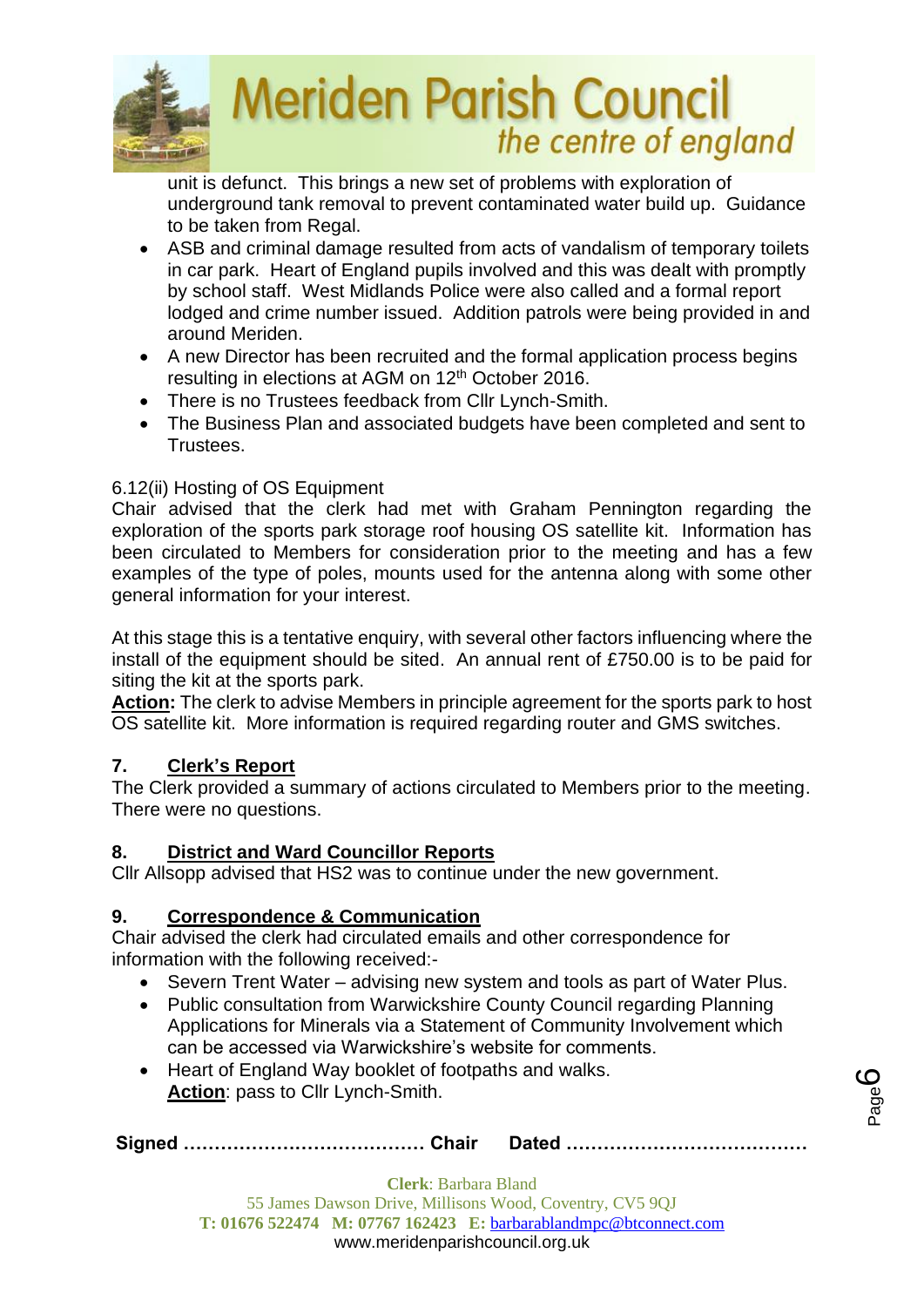unit is defunct. This brings a new set of problems with exploration of underground tank removal to prevent contaminated water build up. Guidance to be taken from Regal.

- ASB and criminal damage resulted from acts of vandalism of temporary toilets in car park. Heart of England pupils involved and this was dealt with promptly by school staff. West Midlands Police were also called and a formal report lodged and crime number issued. Addition patrols were being provided in and around Meriden.
- A new Director has been recruited and the formal application process begins resulting in elections at AGM on 12th October 2016.
- There is no Trustees feedback from Cllr Lynch-Smith.
- The Business Plan and associated budgets have been completed and sent to Trustees.

6.12(ii) Hosting of OS Equipment

Chair advised that the clerk had met with Graham Pennington regarding the exploration of the sports park storage roof housing OS satellite kit. Information has been circulated to Members for consideration prior to the meeting and has a few examples of the type of poles, mounts used for the antenna along with some other general information for your interest.

At this stage this is a tentative enquiry, with several other factors influencing where the install of the equipment should be sited. An annual rent of £750.00 is to be paid for siting the kit at the sports park.

**Action:** The clerk to advise Members in principle agreement for the sports park to host OS satellite kit. More information is required regarding router and GMS switches.

## 7. Clerk's Report

The Clerk provided a summary of actions circulated to Members prior to the meeting. There were no questions.

## 8. District and Ward Councillor Reports

Cllr Allsopp advised that HS2 was to continue under the new government.

## 9. Correspondence & Communication

Chair advised the clerk had circulated emails and other correspondence for information with the following received:-

- Severn Trent Water – advising new system and tools as part of Water Plus.
- Public consultation from Warwickshire County Council regarding Planning Applications for Minerals via a Statement of Community Involvement which can be accessed via Warwickshire's website for comments.
- Heart of England Way booklet of footpaths and walks.
  **Action**: pass to Cllr Lynch-Smith.

**Signed ………………………………… Chair Dated …………………………………**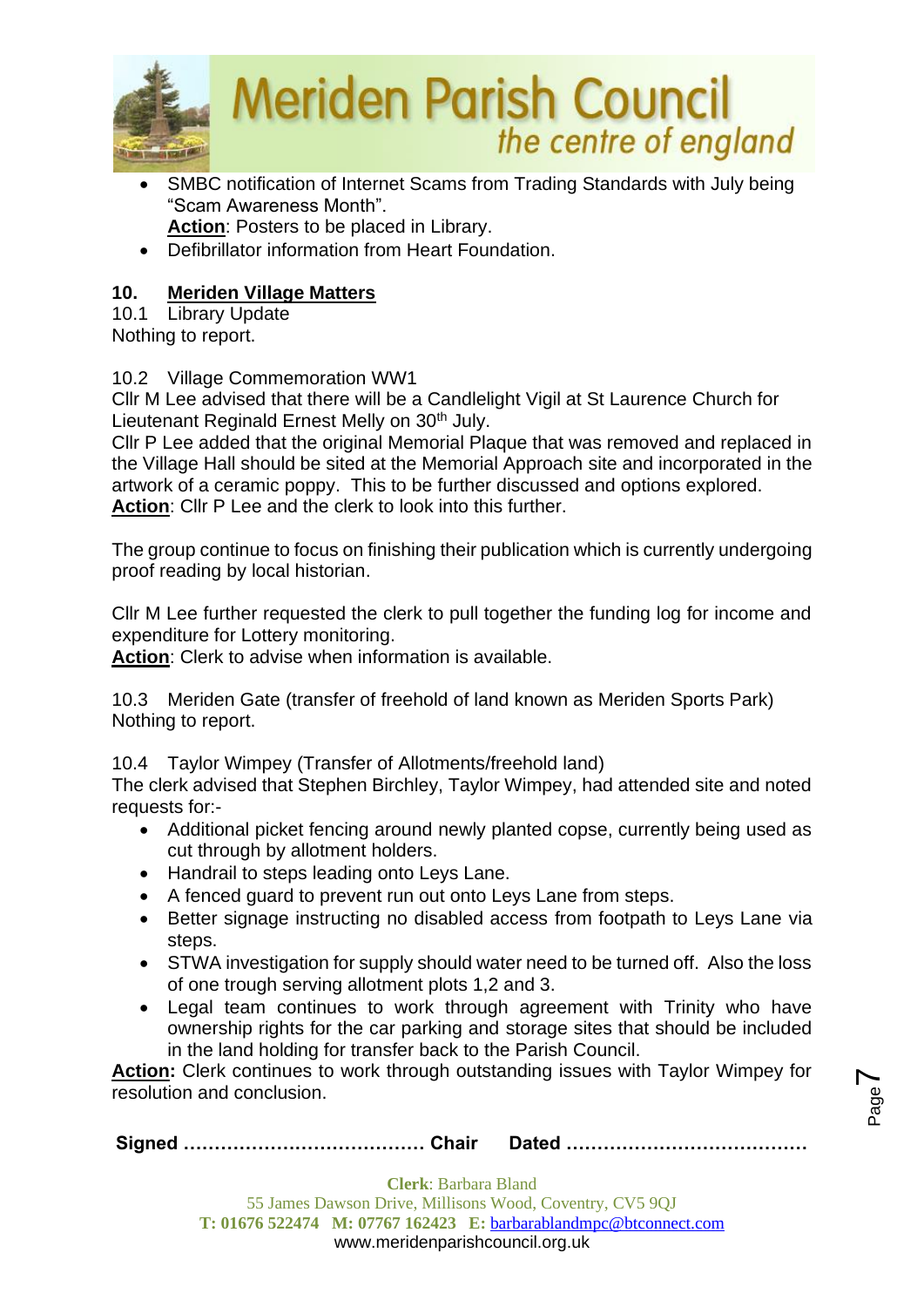- SMBC notification of Internet Scams from Trading Standards with July being "Scam Awareness Month".
  **Action**: Posters to be placed in Library.
- Defibrillator information from Heart Foundation.

## 10. Meriden Village Matters

10.1 Library Update
Nothing to report.

10.2 Village Commemoration WW1
Cllr M Lee advised that there will be a Candlelight Vigil at St Laurence Church for Lieutenant Reginald Ernest Melly on 30th July.
Cllr P Lee added that the original Memorial Plaque that was removed and replaced in the Village Hall should be sited at the Memorial Approach site and incorporated in the artwork of a ceramic poppy. This to be further discussed and options explored.
**Action**: Cllr P Lee and the clerk to look into this further.

The group continue to focus on finishing their publication which is currently undergoing proof reading by local historian.

Cllr M Lee further requested the clerk to pull together the funding log for income and expenditure for Lottery monitoring.
**Action**: Clerk to advise when information is available.

10.3 Meriden Gate (transfer of freehold of land known as Meriden Sports Park)
Nothing to report.

10.4 Taylor Wimpey (Transfer of Allotments/freehold land)
The clerk advised that Stephen Birchley, Taylor Wimpey, had attended site and noted requests for:-

- Additional picket fencing around newly planted copse, currently being used as cut through by allotment holders.
- Handrail to steps leading onto Leys Lane.
- A fenced guard to prevent run out onto Leys Lane from steps.
- Better signage instructing no disabled access from footpath to Leys Lane via steps.
- STWA investigation for supply should water need to be turned off. Also the loss of one trough serving allotment plots 1,2 and 3.
- Legal team continues to work through agreement with Trinity who have ownership rights for the car parking and storage sites that should be included in the land holding for transfer back to the Parish Council.

**Action:** Clerk continues to work through outstanding issues with Taylor Wimpey for resolution and conclusion.

**Signed ………………………………… Chair Dated …………………………………**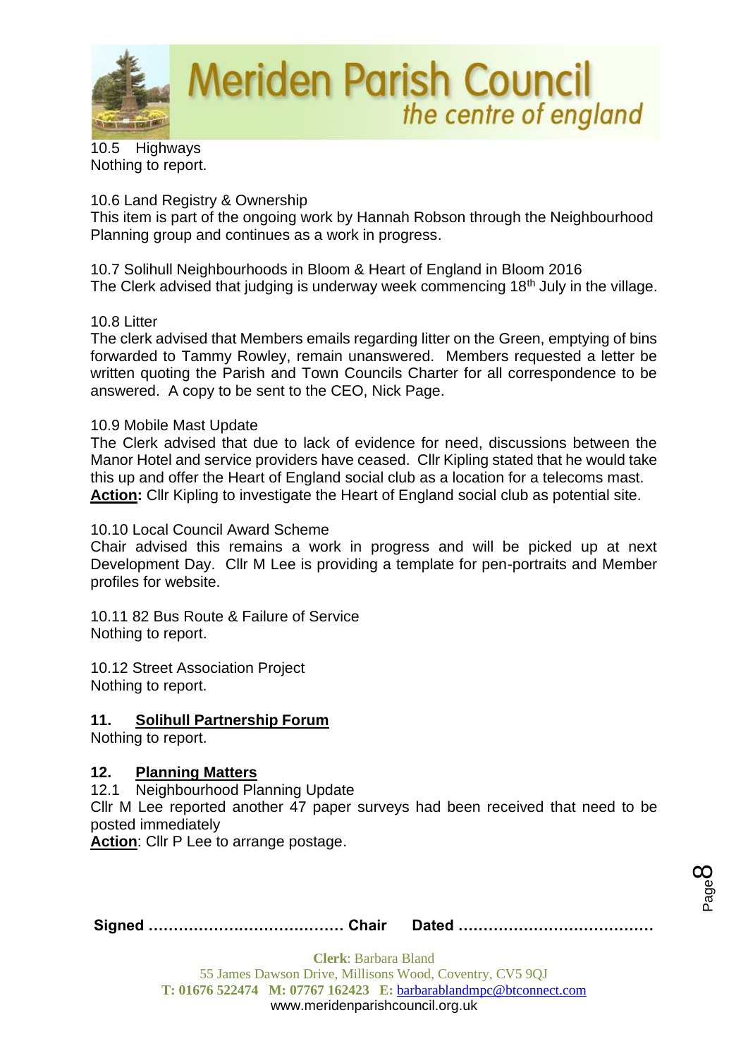10.5 Highways
Nothing to report.

10.6 Land Registry & Ownership
This item is part of the ongoing work by Hannah Robson through the Neighbourhood Planning group and continues as a work in progress.

10.7 Solihull Neighbourhoods in Bloom & Heart of England in Bloom 2016
The Clerk advised that judging is underway week commencing 18th July in the village.

10.8 Litter
The clerk advised that Members emails regarding litter on the Green, emptying of bins forwarded to Tammy Rowley, remain unanswered. Members requested a letter be written quoting the Parish and Town Councils Charter for all correspondence to be answered. A copy to be sent to the CEO, Nick Page.

10.9 Mobile Mast Update
The Clerk advised that due to lack of evidence for need, discussions between the Manor Hotel and service providers have ceased. Cllr Kipling stated that he would take this up and offer the Heart of England social club as a location for a telecoms mast.
**Action:** Cllr Kipling to investigate the Heart of England social club as potential site.

10.10 Local Council Award Scheme
Chair advised this remains a work in progress and will be picked up at next Development Day. Cllr M Lee is providing a template for pen-portraits and Member profiles for website.

10.11 82 Bus Route & Failure of Service
Nothing to report.

10.12 Street Association Project
Nothing to report.

## 11. Solihull Partnership Forum

Nothing to report.

## 12. Planning Matters

12.1 Neighbourhood Planning Update
Cllr M Lee reported another 47 paper surveys had been received that need to be posted immediately
**Action**: Cllr P Lee to arrange postage.

**Signed ………………………………… Chair Dated …………………………………**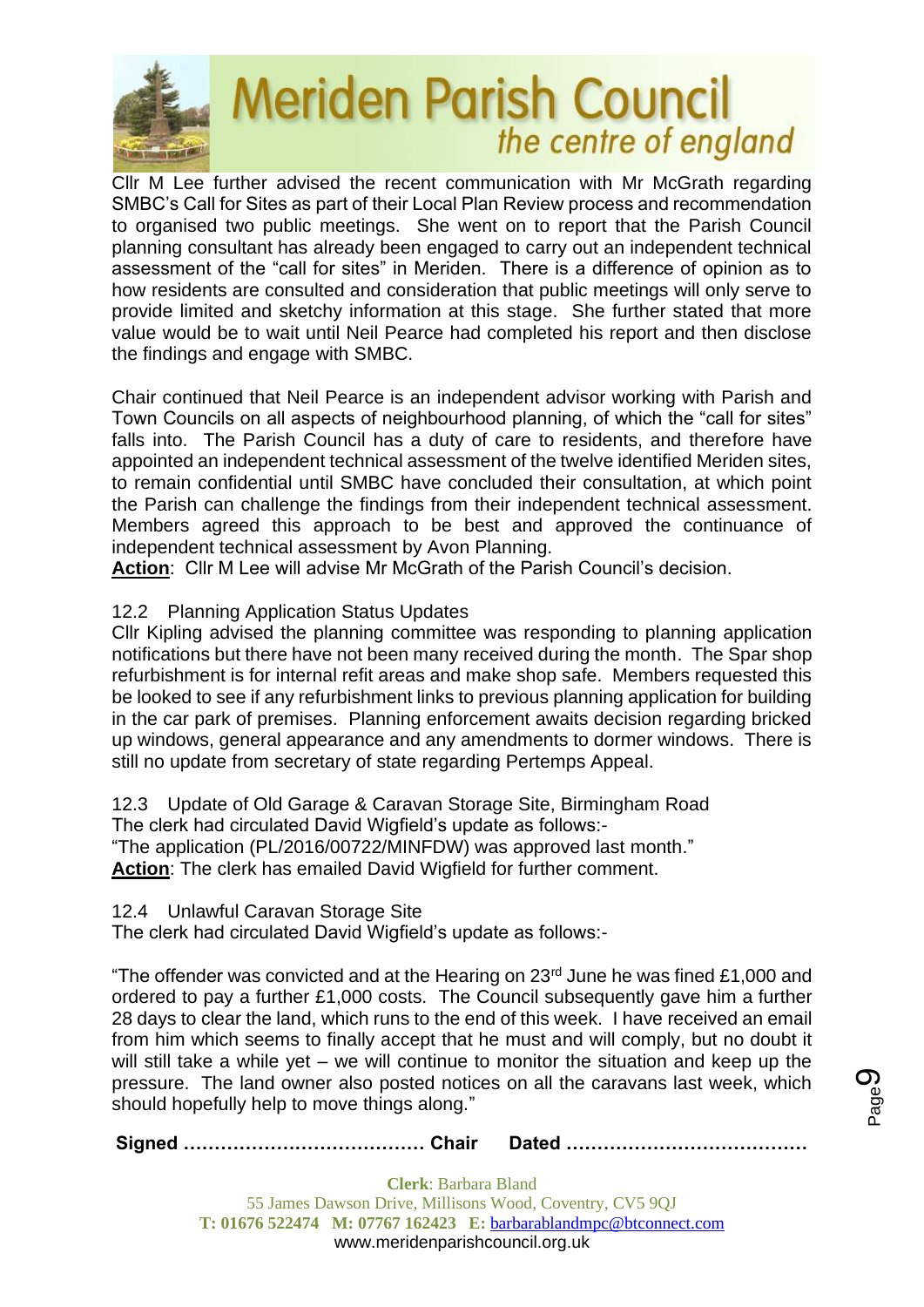Cllr M Lee further advised the recent communication with Mr McGrath regarding SMBC's Call for Sites as part of their Local Plan Review process and recommendation to organised two public meetings. She went on to report that the Parish Council planning consultant has already been engaged to carry out an independent technical assessment of the "call for sites" in Meriden. There is a difference of opinion as to how residents are consulted and consideration that public meetings will only serve to provide limited and sketchy information at this stage. She further stated that more value would be to wait until Neil Pearce had completed his report and then disclose the findings and engage with SMBC.

Chair continued that Neil Pearce is an independent advisor working with Parish and Town Councils on all aspects of neighbourhood planning, of which the "call for sites" falls into. The Parish Council has a duty of care to residents, and therefore have appointed an independent technical assessment of the twelve identified Meriden sites, to remain confidential until SMBC have concluded their consultation, at which point the Parish can challenge the findings from their independent technical assessment. Members agreed this approach to be best and approved the continuance of independent technical assessment by Avon Planning.

**Action**: Cllr M Lee will advise Mr McGrath of the Parish Council's decision.

12.2 Planning Application Status Updates

Cllr Kipling advised the planning committee was responding to planning application notifications but there have not been many received during the month. The Spar shop refurbishment is for internal refit areas and make shop safe. Members requested this be looked to see if any refurbishment links to previous planning application for building in the car park of premises. Planning enforcement awaits decision regarding bricked up windows, general appearance and any amendments to dormer windows. There is still no update from secretary of state regarding Pertemps Appeal.

12.3 Update of Old Garage & Caravan Storage Site, Birmingham Road

The clerk had circulated David Wigfield's update as follows:-

"The application (PL/2016/00722/MINFDW) was approved last month."

**Action**: The clerk has emailed David Wigfield for further comment.

12.4 Unlawful Caravan Storage Site

The clerk had circulated David Wigfield's update as follows:-

"The offender was convicted and at the Hearing on 23rd June he was fined £1,000 and ordered to pay a further £1,000 costs. The Council subsequently gave him a further 28 days to clear the land, which runs to the end of this week. I have received an email from him which seems to finally accept that he must and will comply, but no doubt it will still take a while yet – we will continue to monitor the situation and keep up the pressure. The land owner also posted notices on all the caravans last week, which should hopefully help to move things along."

**Signed** ………………………………… **Chair** **Dated** …………………………………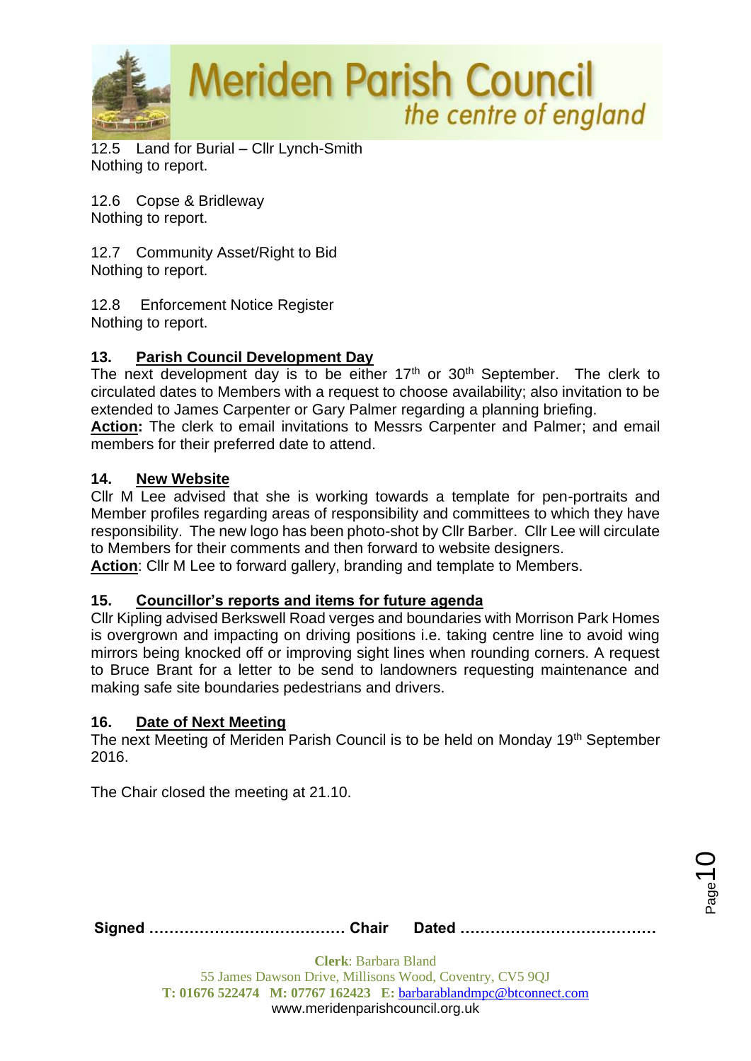12.5 Land for Burial – Cllr Lynch-Smith
Nothing to report.

12.6 Copse & Bridleway
Nothing to report.

12.7 Community Asset/Right to Bid
Nothing to report.

12.8 Enforcement Notice Register
Nothing to report.

## 13. Parish Council Development Day

The next development day is to be either 17th or 30th September. The clerk to circulated dates to Members with a request to choose availability; also invitation to be extended to James Carpenter or Gary Palmer regarding a planning briefing.

**Action:** The clerk to email invitations to Messrs Carpenter and Palmer; and email members for their preferred date to attend.

## 14. New Website

Cllr M Lee advised that she is working towards a template for pen-portraits and Member profiles regarding areas of responsibility and committees to which they have responsibility. The new logo has been photo-shot by Cllr Barber. Cllr Lee will circulate to Members for their comments and then forward to website designers.

**Action**: Cllr M Lee to forward gallery, branding and template to Members.

## 15. Councillor's reports and items for future agenda

Cllr Kipling advised Berkswell Road verges and boundaries with Morrison Park Homes is overgrown and impacting on driving positions i.e. taking centre line to avoid wing mirrors being knocked off or improving sight lines when rounding corners. A request to Bruce Brant for a letter to be send to landowners requesting maintenance and making safe site boundaries pedestrians and drivers.

## 16. Date of Next Meeting

The next Meeting of Meriden Parish Council is to be held on Monday 19th September 2016.

The Chair closed the meeting at 21.10.

**Signed ………………………………… Chair Dated …………………………………**